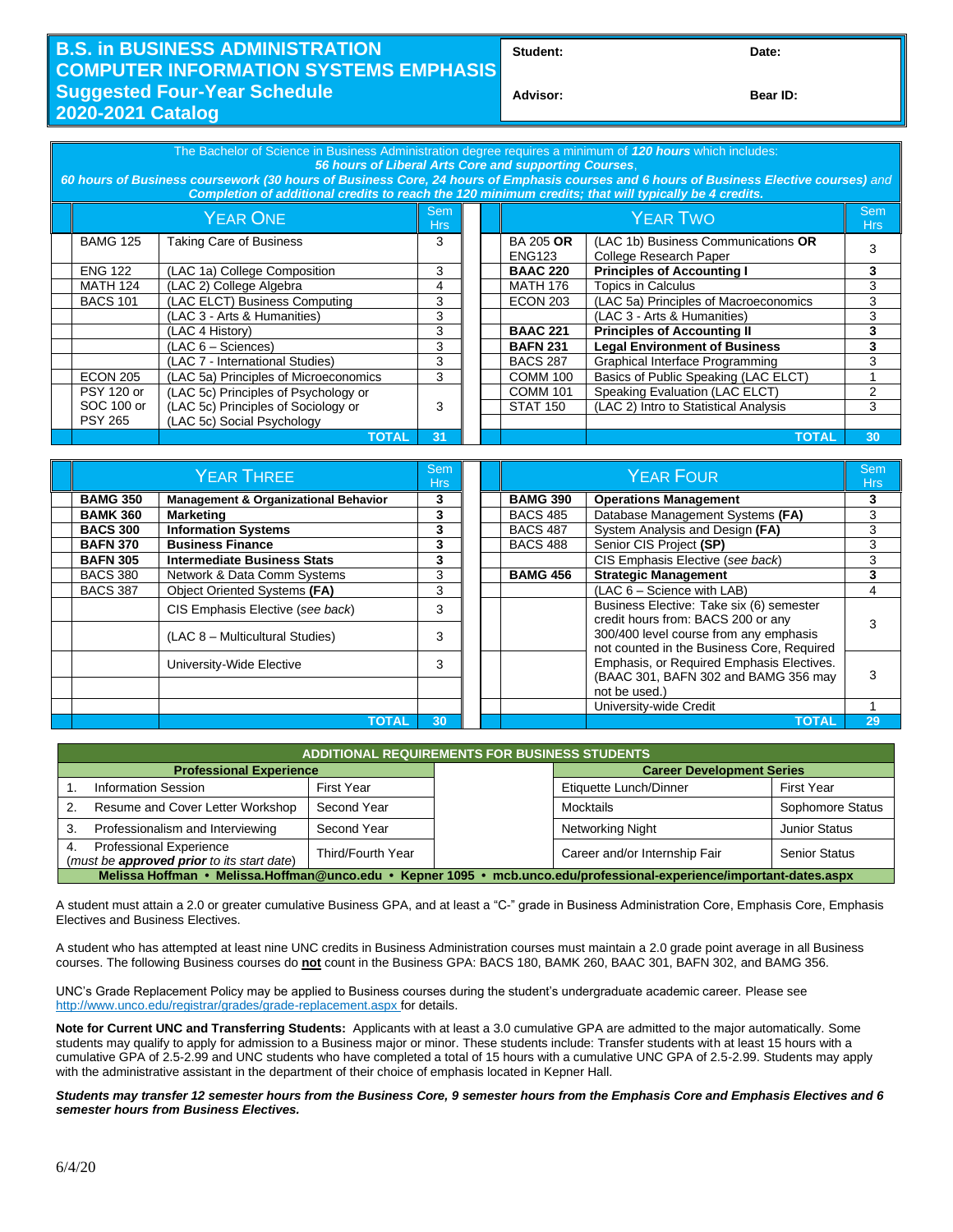# B.S. in BUSINESS ADMINISTRATION
# COMPUTER INFORMATION SYSTEMS EMPHASIS
## Suggested Four-Year Schedule
## 2020-2021 Catalog

| Student: | Date: |
|---|---|
| Advisor: | Bear ID: |

The Bachelor of Science in Business Administration degree requires a minimum of ***120 hours*** which includes:
***56 hours of Liberal Arts Core and supporting Courses***,
***60 hours of Business coursework (30 hours of Business Core, 24 hours of Emphasis courses and 6 hours of Business Elective courses)*** *and* ***Completion of additional credits to reach the 120 minimum credits; that will typically be 4 credits.***

| | YEAR ONE | Sem Hrs | | YEAR TWO | Sem Hrs |
|---|---|---|---|---|---|
| BAMG 125 | Taking Care of Business | 3 | BA 205 **OR** ENG123 | (LAC 1b) Business Communications **OR** College Research Paper | 3 |
| ENG 122 | (LAC 1a) College Composition | 3 | **BAAC 220** | **Principles of Accounting I** | **3** |
| MATH 124 | (LAC 2) College Algebra | 4 | MATH 176 | Topics in Calculus | 3 |
| BACS 101 | (LAC ELCT) Business Computing | 3 | ECON 203 | (LAC 5a) Principles of Macroeconomics | 3 |
| | (LAC 3 - Arts & Humanities) | 3 | | (LAC 3 - Arts & Humanities) | 3 |
| | (LAC 4 History) | 3 | **BAAC 221** | **Principles of Accounting II** | **3** |
| | (LAC 6 – Sciences) | 3 | **BAFN 231** | **Legal Environment of Business** | **3** |
| | (LAC 7 - International Studies) | 3 | BACS 287 | Graphical Interface Programming | 3 |
| ECON 205 | (LAC 5a) Principles of Microeconomics | 3 | COMM 100 | Basics of Public Speaking (LAC ELCT) | 1 |
| PSY 120 or SOC 100 or PSY 265 | (LAC 5c) Principles of Psychology or (LAC 5c) Principles of Sociology or (LAC 5c) Social Psychology | 3 | COMM 101 | Speaking Evaluation (LAC ELCT) | 2 |
| | | | STAT 150 | (LAC 2) Intro to Statistical Analysis | 3 |
| | **TOTAL** | **31** | | **TOTAL** | **30** |

| | YEAR THREE | Sem Hrs | | YEAR FOUR | Sem Hrs |
|---|---|---|---|---|---|
| **BAMG 350** | **Management & Organizational Behavior** | **3** | **BAMG 390** | **Operations Management** | **3** |
| **BAMK 360** | **Marketing** | **3** | BACS 485 | Database Management Systems **(FA)** | 3 |
| **BACS 300** | **Information Systems** | **3** | BACS 487 | System Analysis and Design **(FA)** | 3 |
| **BAFN 370** | **Business Finance** | **3** | BACS 488 | Senior CIS Project **(SP)** | 3 |
| **BAFN 305** | **Intermediate Business Stats** | **3** | | CIS Emphasis Elective (*see back*) | 3 |
| BACS 380 | Network & Data Comm Systems | 3 | **BAMG 456** | **Strategic Management** | **3** |
| BACS 387 | Object Oriented Systems **(FA)** | 3 | | (LAC 6 – Science with LAB) | 4 |
| | CIS Emphasis Elective (*see back*) | 3 | | Business Elective: Take six (6) semester credit hours from: BACS 200 or any 300/400 level course from any emphasis not counted in the Business Core, Required Emphasis, or Required Emphasis Electives. (BAAC 301, BAFN 302 and BAMG 356 may not be used.) | 3 |
| | (LAC 8 – Multicultural Studies) | 3 | | | 3 |
| | University-Wide Elective | 3 | | University-wide Credit | 1 |
| | **TOTAL** | **30** | | **TOTAL** | **29** |

| ADDITIONAL REQUIREMENTS FOR BUSINESS STUDENTS | | | | |
|---|---|---|---|---|
| **Professional Experience** | | | **Career Development Series** | |
| 1. Information Session | First Year | | Etiquette Lunch/Dinner | First Year |
| 2. Resume and Cover Letter Workshop | Second Year | | Mocktails | Sophomore Status |
| 3. Professionalism and Interviewing | Second Year | | Networking Night | Junior Status |
| 4. Professional Experience (*must be **approved prior** to its start date*) | Third/Fourth Year | | Career and/or Internship Fair | Senior Status |
| **Melissa Hoffman • Melissa.Hoffman@unco.edu • Kepner 1095 • mcb.unco.edu/professional-experience/important-dates.aspx** | | | | |

A student must attain a 2.0 or greater cumulative Business GPA, and at least a "C-" grade in Business Administration Core, Emphasis Core, Emphasis Electives and Business Electives.

A student who has attempted at least nine UNC credits in Business Administration courses must maintain a 2.0 grade point average in all Business courses. The following Business courses do **not** count in the Business GPA: BACS 180, BAMK 260, BAAC 301, BAFN 302, and BAMG 356.

UNC's Grade Replacement Policy may be applied to Business courses during the student's undergraduate academic career. Please see http://www.unco.edu/registrar/grades/grade-replacement.aspx for details.

**Note for Current UNC and Transferring Students:** Applicants with at least a 3.0 cumulative GPA are admitted to the major automatically. Some students may qualify to apply for admission to a Business major or minor. These students include: Transfer students with at least 15 hours with a cumulative GPA of 2.5-2.99 and UNC students who have completed a total of 15 hours with a cumulative UNC GPA of 2.5-2.99. Students may apply with the administrative assistant in the department of their choice of emphasis located in Kepner Hall.

***Students may transfer 12 semester hours from the Business Core, 9 semester hours from the Emphasis Core and Emphasis Electives and 6 semester hours from Business Electives.***

6/4/20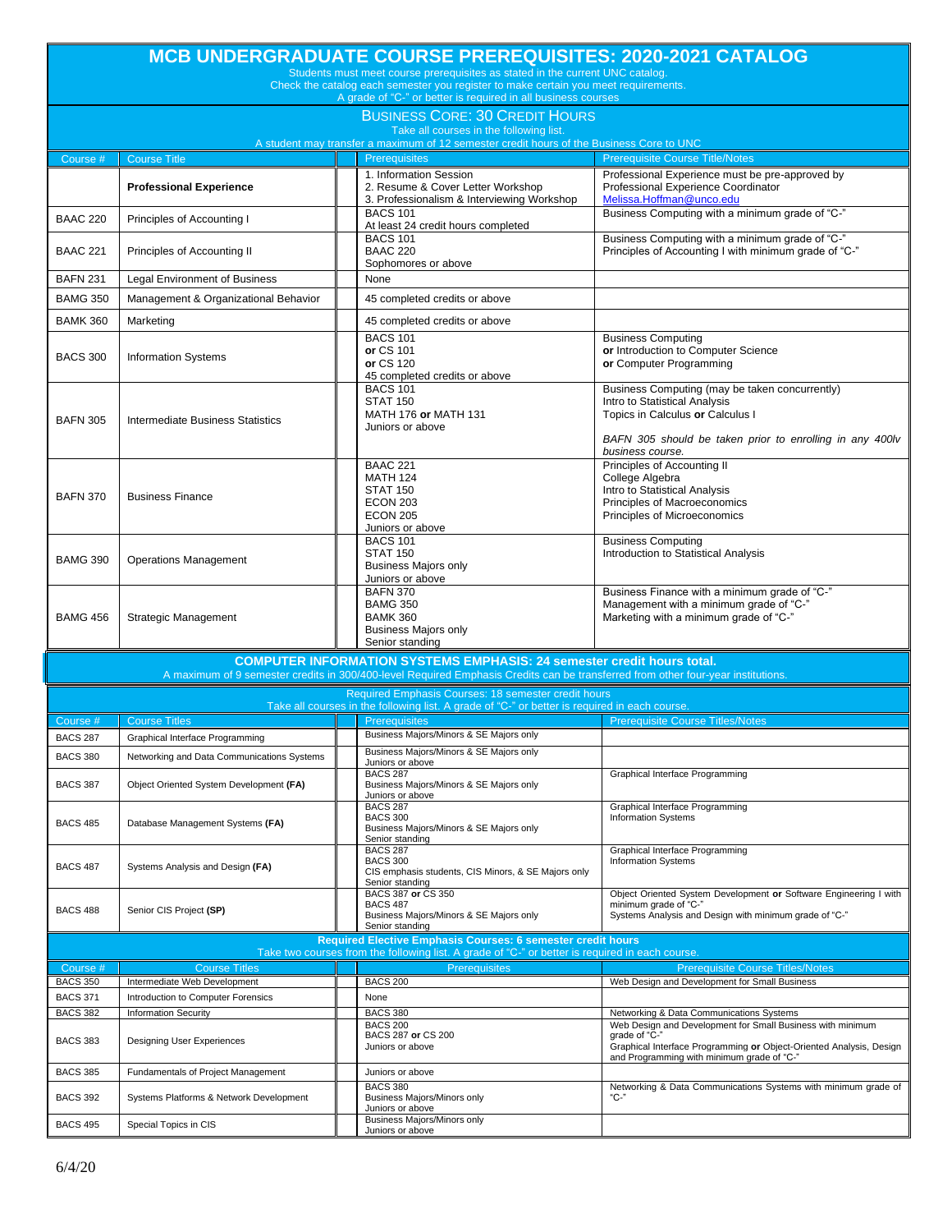# MCB UNDERGRADUATE COURSE PREREQUISITES: 2020-2021 CATALOG

Students must meet course prerequisites as stated in the current UNC catalog.
Check the catalog each semester you register to make certain you meet requirements.
A grade of "C-" or better is required in all business courses

## BUSINESS CORE: 30 CREDIT HOURS

Take all courses in the following list.
A student may transfer a maximum of 12 semester credit hours of the Business Core to UNC

| Course # | Course Title | Prerequisites | Prerequisite Course Title/Notes |
|---|---|---|---|
| | **Professional Experience** | 1. Information Session<br>2. Resume & Cover Letter Workshop<br>3. Professionalism & Interviewing Workshop | Professional Experience must be pre-approved by Professional Experience Coordinator<br>Melissa.Hoffman@unco.edu |
| BAAC 220 | Principles of Accounting I | BACS 101<br>At least 24 credit hours completed | Business Computing with a minimum grade of "C-" |
| BAAC 221 | Principles of Accounting II | BACS 101<br>BAAC 220<br>Sophomores or above | Business Computing with a minimum grade of "C-"<br>Principles of Accounting I with minimum grade of "C-" |
| BAFN 231 | Legal Environment of Business | None | |
| BAMG 350 | Management & Organizational Behavior | 45 completed credits or above | |
| BAMK 360 | Marketing | 45 completed credits or above | |
| BACS 300 | Information Systems | BACS 101<br>**or** CS 101<br>**or** CS 120<br>45 completed credits or above | Business Computing<br>**or** Introduction to Computer Science<br>**or** Computer Programming |
| BAFN 305 | Intermediate Business Statistics | BACS 101<br>STAT 150<br>MATH 176 **or** MATH 131<br>Juniors or above | Business Computing (may be taken concurrently)<br>Intro to Statistical Analysis<br>Topics in Calculus **or** Calculus I<br><br>*BAFN 305 should be taken prior to enrolling in any 400lv business course.* |
| BAFN 370 | Business Finance | BAAC 221<br>MATH 124<br>STAT 150<br>ECON 203<br>ECON 205<br>Juniors or above | Principles of Accounting II<br>College Algebra<br>Intro to Statistical Analysis<br>Principles of Macroeconomics<br>Principles of Microeconomics |
| BAMG 390 | Operations Management | BACS 101<br>STAT 150<br>Business Majors only<br>Juniors or above | Business Computing<br>Introduction to Statistical Analysis |
| BAMG 456 | Strategic Management | BAFN 370<br>BAMG 350<br>BAMK 360<br>Business Majors only<br>Senior standing | Business Finance with a minimum grade of "C-"<br>Management with a minimum grade of "C-"<br>Marketing with a minimum grade of "C-" |

## COMPUTER INFORMATION SYSTEMS EMPHASIS: 24 semester credit hours total.

A maximum of 9 semester credits in 300/400-level Required Emphasis Credits can be transferred from other four-year institutions.

### Required Emphasis Courses: 18 semester credit hours

Take all courses in the following list. A grade of "C-" or better is required in each course.

| Course # | Course Titles | Prerequisites | Prerequisite Course Titles/Notes |
|---|---|---|---|
| BACS 287 | Graphical Interface Programming | Business Majors/Minors & SE Majors only | |
| BACS 380 | Networking and Data Communications Systems | Business Majors/Minors & SE Majors only<br>Juniors or above | |
| BACS 387 | Object Oriented System Development **(FA)** | BACS 287<br>Business Majors/Minors & SE Majors only<br>Juniors or above | Graphical Interface Programming |
| BACS 485 | Database Management Systems **(FA)** | BACS 287<br>BACS 300<br>Business Majors/Minors & SE Majors only<br>Senior standing | Graphical Interface Programming<br>Information Systems |
| BACS 487 | Systems Analysis and Design **(FA)** | BACS 287<br>BACS 300<br>CIS emphasis students, CIS Minors, & SE Majors only<br>Senior standing | Graphical Interface Programming<br>Information Systems |
| BACS 488 | Senior CIS Project **(SP)** | BACS 387 **or** CS 350<br>BACS 487<br>Business Majors/Minors & SE Majors only<br>Senior standing | Object Oriented System Development **or** Software Engineering I with minimum grade of "C-"<br>Systems Analysis and Design with minimum grade of "C-" |

### Required Elective Emphasis Courses: 6 semester credit hours

Take two courses from the following list. A grade of "C-" or better is required in each course.

| Course # | Course Titles | Prerequisites | Prerequisite Course Titles/Notes |
|---|---|---|---|
| BACS 350 | Intermediate Web Development | BACS 200 | Web Design and Development for Small Business |
| BACS 371 | Introduction to Computer Forensics | None | |
| BACS 382 | Information Security | BACS 380 | Networking & Data Communications Systems |
| BACS 383 | Designing User Experiences | BACS 200<br>BACS 287 **or** CS 200<br>Juniors or above | Web Design and Development for Small Business with minimum grade of "C-"<br>Graphical Interface Programming **or** Object-Oriented Analysis, Design and Programming with minimum grade of "C-" |
| BACS 385 | Fundamentals of Project Management | Juniors or above | |
| BACS 392 | Systems Platforms & Network Development | BACS 380<br>Business Majors/Minors only<br>Juniors or above | Networking & Data Communications Systems with minimum grade of "C-" |
| BACS 495 | Special Topics in CIS | Business Majors/Minors only<br>Juniors or above | |

6/4/20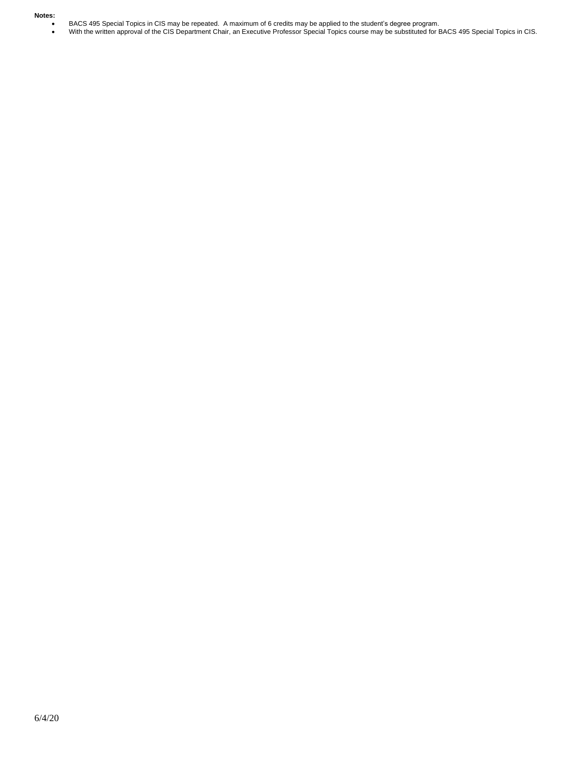**Notes:**

- BACS 495 Special Topics in CIS may be repeated. A maximum of 6 credits may be applied to the student's degree program.
- With the written approval of the CIS Department Chair, an Executive Professor Special Topics course may be substituted for BACS 495 Special Topics in CIS.

6/4/20